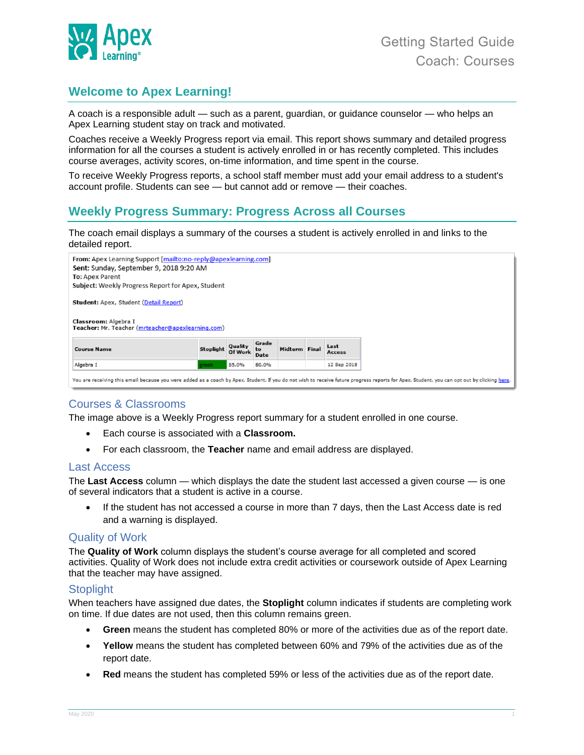# Welcome to Apex Learning!

A coach is a responsible adult — such as a parent, guardian, or guidance counselor — who helps an Apex Learning student stay on track and motivated.

Coaches receive a Weekly Progress report via email. This report shows summary and detailed progress information for all the courses a student is actively enrolled in or has recently completed. This includes course averages, activity scores, on-time information, and time spent in the course.

To receive Weekly Progress reports, a school staff member must add your email address to a student's account profile. Students can see — but cannot add or remove — their coaches.

## Weekly Progress Summary: Progress Across all Courses

The coach email displays a summary of the courses a student is actively enrolled in and links to the detailed report.

**From:** Apex Learning Support [mailto:no-reply@apexlearning.com]
**Sent:** Sunday, September 9, 2018 9:20 AM
**To:** Apex Parent
**Subject:** Weekly Progress Report for Apex, Student

**Student:** Apex, Student (Detail Report)

**Classroom:** Algebra I
**Teacher:** Mr. Teacher (mrteacher@apexlearning.com)

| Course Name | Stoplight | Quality Of Work | Grade to Date | Midterm | Final | Last Access |
|---|---|---|---|---|---|---|
| Algebra I | green | 85.0% | 80.0% | | | 12 Sep 2018 |

You are receiving this email because you were added as a coach by Apex, Student. If you do not wish to receive future progress reports for Apex, Student, you can opt out by clicking here.

### Courses & Classrooms

The image above is a Weekly Progress report summary for a student enrolled in one course.

- Each course is associated with a **Classroom.**
- For each classroom, the **Teacher** name and email address are displayed.

### Last Access

The **Last Access** column — which displays the date the student last accessed a given course — is one of several indicators that a student is active in a course.

- If the student has not accessed a course in more than 7 days, then the Last Access date is red and a warning is displayed.

### Quality of Work

The **Quality of Work** column displays the student's course average for all completed and scored activities. Quality of Work does not include extra credit activities or coursework outside of Apex Learning that the teacher may have assigned.

### Stoplight

When teachers have assigned due dates, the **Stoplight** column indicates if students are completing work on time. If due dates are not used, then this column remains green.

- **Green** means the student has completed 80% or more of the activities due as of the report date.
- **Yellow** means the student has completed between 60% and 79% of the activities due as of the report date.
- **Red** means the student has completed 59% or less of the activities due as of the report date.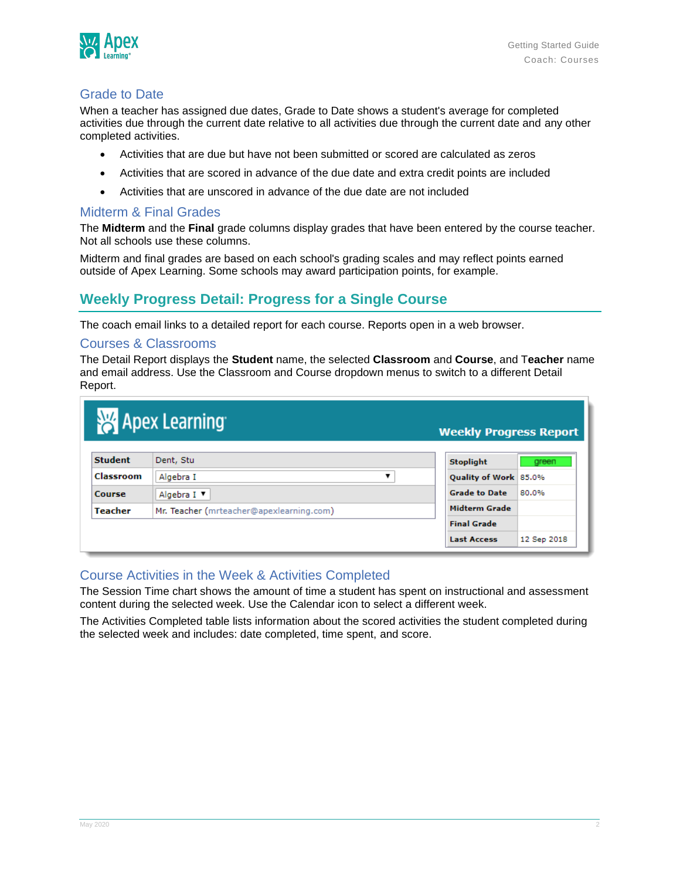## Grade to Date

When a teacher has assigned due dates, Grade to Date shows a student's average for completed activities due through the current date relative to all activities due through the current date and any other completed activities.

- Activities that are due but have not been submitted or scored are calculated as zeros
- Activities that are scored in advance of the due date and extra credit points are included
- Activities that are unscored in advance of the due date are not included

## Midterm & Final Grades

The **Midterm** and the **Final** grade columns display grades that have been entered by the course teacher. Not all schools use these columns.

Midterm and final grades are based on each school's grading scales and may reflect points earned outside of Apex Learning. Some schools may award participation points, for example.

# Weekly Progress Detail: Progress for a Single Course

The coach email links to a detailed report for each course. Reports open in a web browser.

## Courses & Classrooms

The Detail Report displays the **Student** name, the selected **Classroom** and **Course**, and T**eacher** name and email address. Use the Classroom and Course dropdown menus to switch to a different Detail Report.

## Course Activities in the Week & Activities Completed

The Session Time chart shows the amount of time a student has spent on instructional and assessment content during the selected week. Use the Calendar icon to select a different week.

The Activities Completed table lists information about the scored activities the student completed during the selected week and includes: date completed, time spent, and score.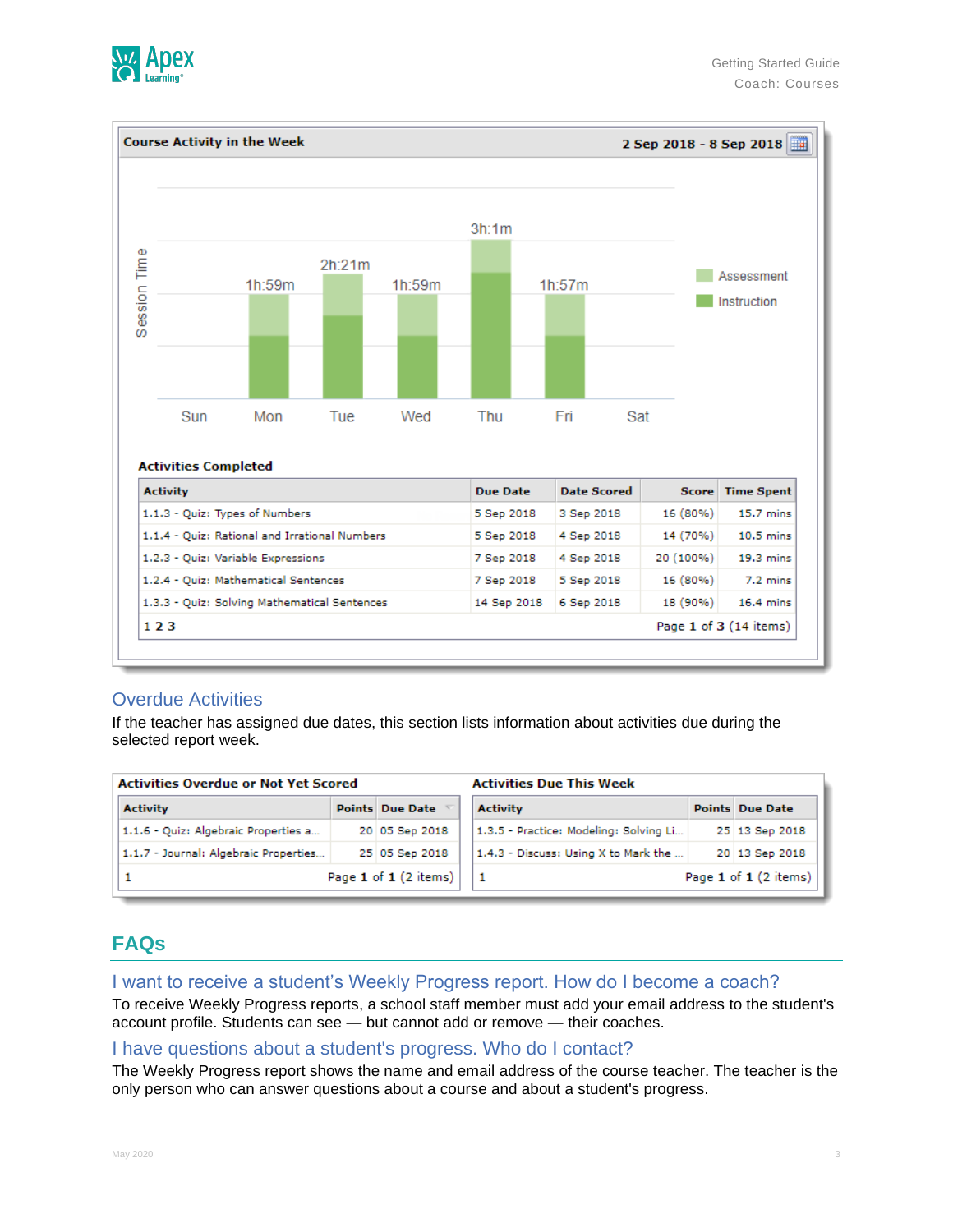**Course Activity in the Week** — 2 Sep 2018 - 8 Sep 2018

Session Time

| Day | Session Time |
|---|---|
| Sun | |
| Mon | 1h:59m |
| Tue | 2h:21m |
| Wed | 1h:59m |
| Thu | 3h:1m |
| Fri | 1h:57m |
| Sat | |

Legend: Assessment, Instruction

**Activities Completed**

| Activity | Due Date | Date Scored | Score | Time Spent |
|---|---|---|---|---|
| 1.1.3 - Quiz: Types of Numbers | 5 Sep 2018 | 3 Sep 2018 | 16 (80%) | 15.7 mins |
| 1.1.4 - Quiz: Rational and Irrational Numbers | 5 Sep 2018 | 4 Sep 2018 | 14 (70%) | 10.5 mins |
| 1.2.3 - Quiz: Variable Expressions | 7 Sep 2018 | 4 Sep 2018 | 20 (100%) | 19.3 mins |
| 1.2.4 - Quiz: Mathematical Sentences | 7 Sep 2018 | 5 Sep 2018 | 16 (80%) | 7.2 mins |
| 1.3.3 - Quiz: Solving Mathematical Sentences | 14 Sep 2018 | 6 Sep 2018 | 18 (90%) | 16.4 mins |

1 2 3 — Page 1 of 3 (14 items)

## Overdue Activities

If the teacher has assigned due dates, this section lists information about activities due during the selected report week.

**Activities Overdue or Not Yet Scored**

| Activity | Points | Due Date |
|---|---|---|
| 1.1.6 - Quiz: Algebraic Properties a... | 20 | 05 Sep 2018 |
| 1.1.7 - Journal: Algebraic Properties... | 25 | 05 Sep 2018 |

1 — Page 1 of 1 (2 items)

**Activities Due This Week**

| Activity | Points | Due Date |
|---|---|---|
| 1.3.5 - Practice: Modeling: Solving Li... | 25 | 13 Sep 2018 |
| 1.4.3 - Discuss: Using X to Mark the ... | 20 | 13 Sep 2018 |

1 — Page 1 of 1 (2 items)

# FAQs

## I want to receive a student's Weekly Progress report. How do I become a coach?

To receive Weekly Progress reports, a school staff member must add your email address to the student's account profile. Students can see — but cannot add or remove — their coaches.

## I have questions about a student's progress. Who do I contact?

The Weekly Progress report shows the name and email address of the course teacher. The teacher is the only person who can answer questions about a course and about a student's progress.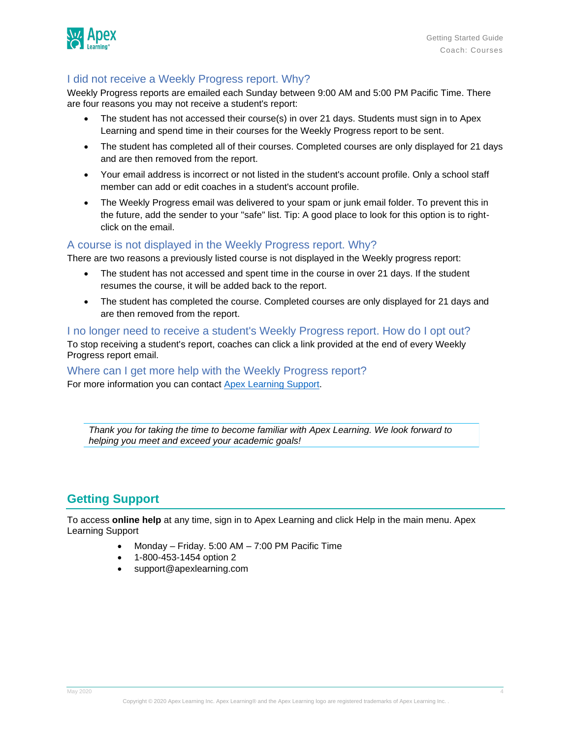## I did not receive a Weekly Progress report. Why?

Weekly Progress reports are emailed each Sunday between 9:00 AM and 5:00 PM Pacific Time. There are four reasons you may not receive a student's report:

- The student has not accessed their course(s) in over 21 days. Students must sign in to Apex Learning and spend time in their courses for the Weekly Progress report to be sent.
- The student has completed all of their courses. Completed courses are only displayed for 21 days and are then removed from the report.
- Your email address is incorrect or not listed in the student's account profile. Only a school staff member can add or edit coaches in a student's account profile.
- The Weekly Progress email was delivered to your spam or junk email folder. To prevent this in the future, add the sender to your "safe" list. Tip: A good place to look for this option is to right-click on the email.

## A course is not displayed in the Weekly Progress report. Why?

There are two reasons a previously listed course is not displayed in the Weekly progress report:

- The student has not accessed and spent time in the course in over 21 days. If the student resumes the course, it will be added back to the report.
- The student has completed the course. Completed courses are only displayed for 21 days and are then removed from the report.

## I no longer need to receive a student's Weekly Progress report. How do I opt out?

To stop receiving a student's report, coaches can click a link provided at the end of every Weekly Progress report email.

## Where can I get more help with the Weekly Progress report?

For more information you can contact [Apex Learning Support](#).

*Thank you for taking the time to become familiar with Apex Learning. We look forward to helping you meet and exceed your academic goals!*

## Getting Support

To access **online help** at any time, sign in to Apex Learning and click Help in the main menu. Apex Learning Support

- Monday – Friday. 5:00 AM – 7:00 PM Pacific Time
- 1-800-453-1454 option 2
- support@apexlearning.com